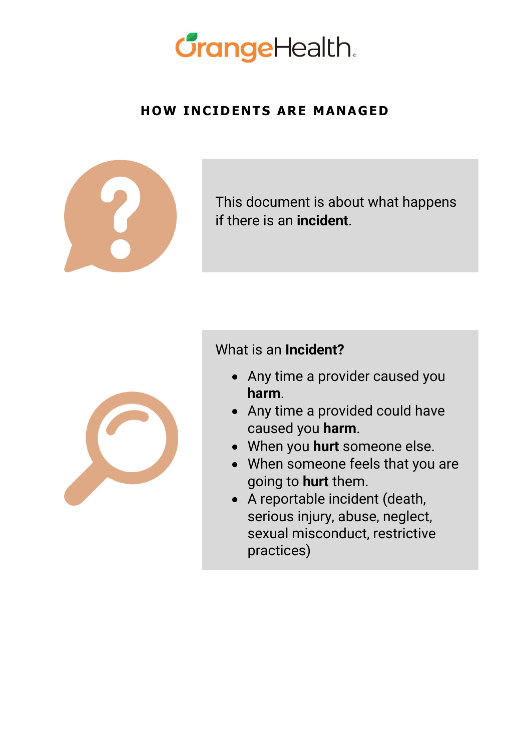OrangeHealth

# HOW INCIDENTS ARE MANAGED

This document is about what happens if there is an **incident**.

What is an **Incident?**

- Any time a provider caused you **harm**.
- Any time a provided could have caused you **harm**.
- When you **hurt** someone else.
- When someone feels that you are going to **hurt** them.
- A reportable incident (death, serious injury, abuse, neglect, sexual misconduct, restrictive practices)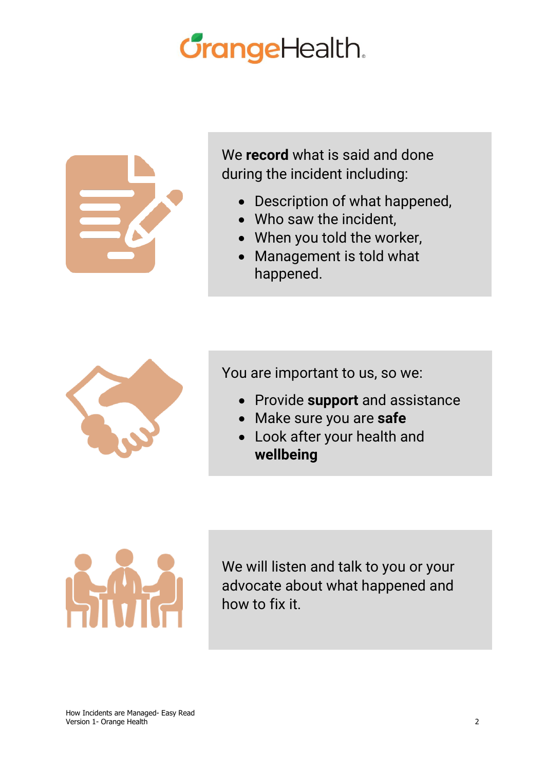We **record** what is said and done during the incident including:

- Description of what happened,
- Who saw the incident,
- When you told the worker,
- Management is told what happened.

You are important to us, so we:

- Provide **support** and assistance
- Make sure you are **safe**
- Look after your health and **wellbeing**

We will listen and talk to you or your advocate about what happened and how to fix it.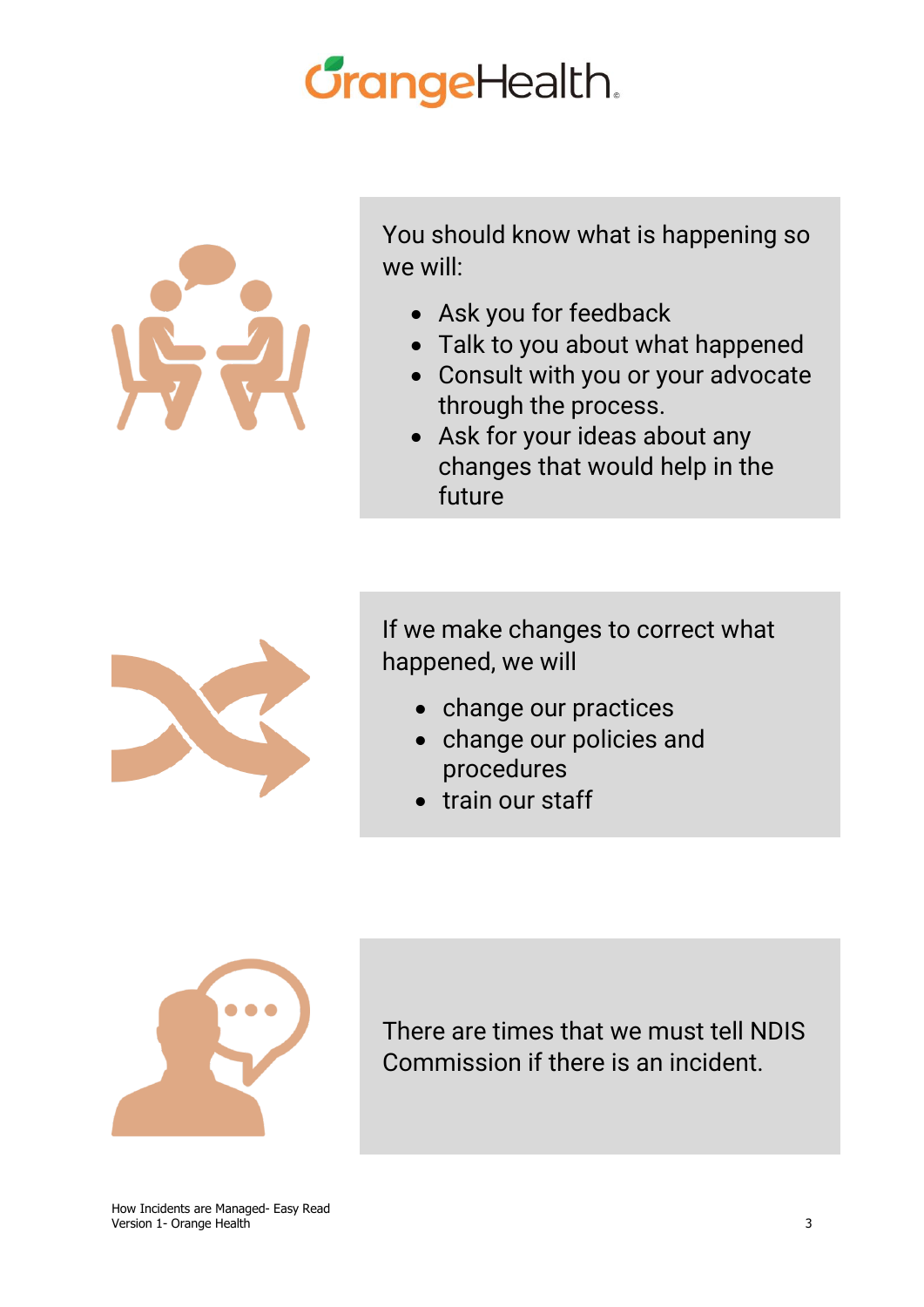You should know what is happening so we will:

- Ask you for feedback
- Talk to you about what happened
- Consult with you or your advocate through the process.
- Ask for your ideas about any changes that would help in the future

If we make changes to correct what happened, we will

- change our practices
- change our policies and procedures
- train our staff

There are times that we must tell NDIS Commission if there is an incident.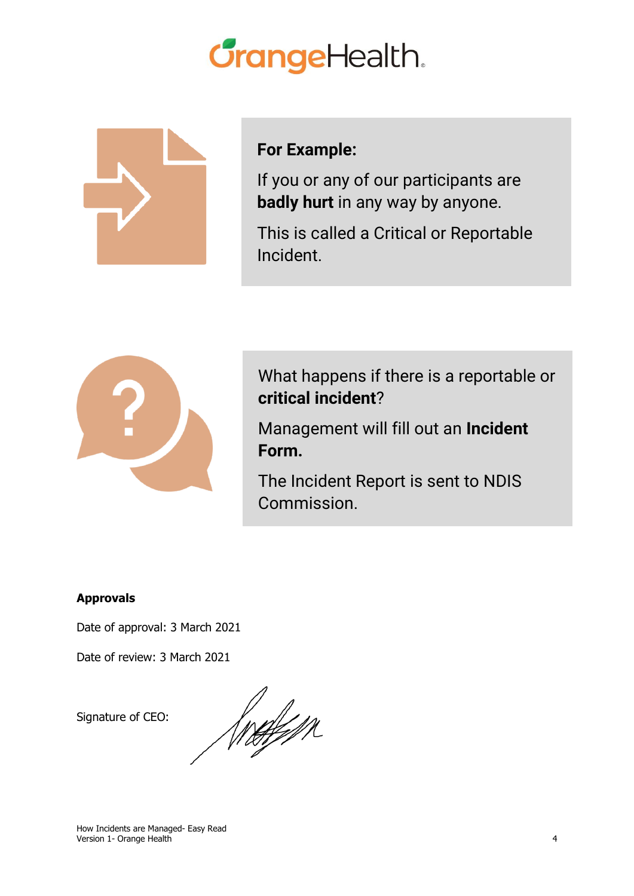**For Example:**

If you or any of our participants are **badly hurt** in any way by anyone.

This is called a Critical or Reportable Incident.

What happens if there is a reportable or **critical incident**?

Management will fill out an **Incident Form.**

The Incident Report is sent to NDIS Commission.

**Approvals**

Date of approval: 3 March 2021

Date of review: 3 March 2021

Signature of CEO: